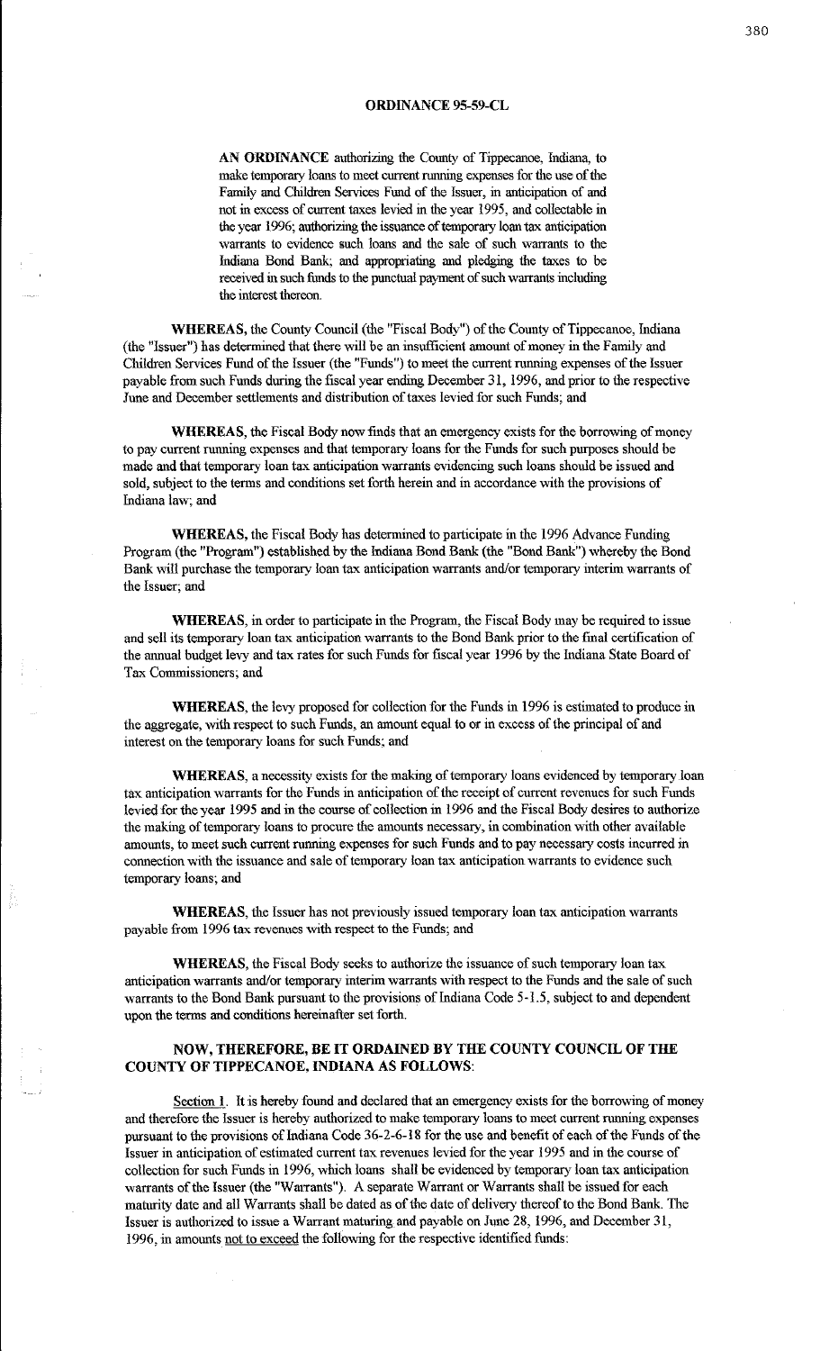# ORDINANCE 95-59-CL

**AN ORDINANCE** authorizing the County of Tippecanoe, Indiana, to make temporary loans to meet current running expenses for the use of the Family and Children Services Fund of the Issuer, in anticipation of and not in excess of current taxes levied in the year 1995, and collectable in the year 1996; authorizing the issuance of temporary loan tax anticipation warrants to evidence such loans and the sale of such warrants to the Indiana Bond Bank; and appropriating and pledging the taxes to be received in such funds to the punctual payment of such warrants including the interest thereon.

**WHEREAS,** the County Council (the "Fiscal Body") of the County of Tippecanoe, Indiana (the "Issuer") has determined that there will be an insufficient amount of money in the Family and Children Services Fund of the Issuer (the "Funds") to meet the current running expenses of the Issuer payable from such Funds during the fiscal year ending December 31, 1996, and prior to the respective June and December settlements and distribution of taxes levied for such Funds; and

**WHEREAS,** the Fiscal Body now finds that an emergency exists for the borrowing of money to pay current running expenses and that temporary loans for the Funds for such purposes should be made and that temporary loan tax anticipation warrants evidencing such loans should be issued and sold, subject to the terms and conditions set forth herein and in accordance with the provisions of Indiana law; and

**WHEREAS,** the Fiscal Body has determined to participate in the 1996 Advance Funding Program (the "Program") established by the Indiana Bond Bank (the "Bond Bank") whereby the Bond Bank will purchase the temporary loan tax anticipation warrants and/or temporary interim warrants of the Issuer; and

**WHEREAS,** in order to participate in the Program, the Fiscal Body may be required to issue and sell its temporary loan tax anticipation warrants to the Bond Bank prior to the final certification of the annual budget levy and tax rates for such Funds for fiscal year 1996 by the Indiana State Board of Tax Commissioners; and

**WHEREAS,** the levy proposed for collection for the Funds in 1996 is estimated to produce in the aggregate, with respect to such Funds, an amount equal to or in excess of the principal of and interest on the temporary loans for such Funds; and

**WHEREAS,** a necessity exists for the making of temporary loans evidenced by temporary loan tax anticipation warrants for the Funds in anticipation of the receipt of current revenues for such Funds levied for the year 1995 and in the course of collection in 1996 and the Fiscal Body desires to authorize the making of temporary loans to procure the amounts necessary, in combination with other available amounts, to meet such current running expenses for such Funds and to pay necessary costs incurred in connection with the issuance and sale of temporary loan tax anticipation warrants to evidence such temporary loans; and

**WHEREAS,** the Issuer has not previously issued temporary loan tax anticipation warrants payable from 1996 tax revenues with respect to the Funds; and

**WHEREAS,** the Fiscal Body seeks to authorize the issuance of such temporary loan tax anticipation warrants and/or temporary interim warrants with respect to the Funds and the sale of such warrants to the Bond Bank pursuant to the provisions of Indiana Code 5-1.5, subject to and dependent upon the terms and conditions hereinafter set forth.

## NOW, THEREFORE, BE IT ORDAINED BY THE COUNTY COUNCIL OF THE COUNTY OF TIPPECANOE, INDIANA AS FOLLOWS:

Section 1. It is hereby found and declared that an emergency exists for the borrowing of money and therefore the Issuer is hereby authorized to make temporary loans to meet current running expenses pursuant to the provisions of Indiana Code 36-2-6-18 for the use and benefit of each of the Funds of the Issuer in anticipation of estimated current tax revenues levied for the year 1995 and in the course of collection for such Funds in 1996, which loans shall be evidenced by temporary loan tax anticipation warrants of the Issuer (the "Warrants"). A separate Warrant or Warrants shall be issued for each maturity date and all Warrants shall be dated as of the date of delivery thereof to the Bond Bank. The Issuer is authorized to issue a Warrant maturing and payable on June 28, 1996, and December 31, 1996, in amounts not to exceed the following for the respective identified funds: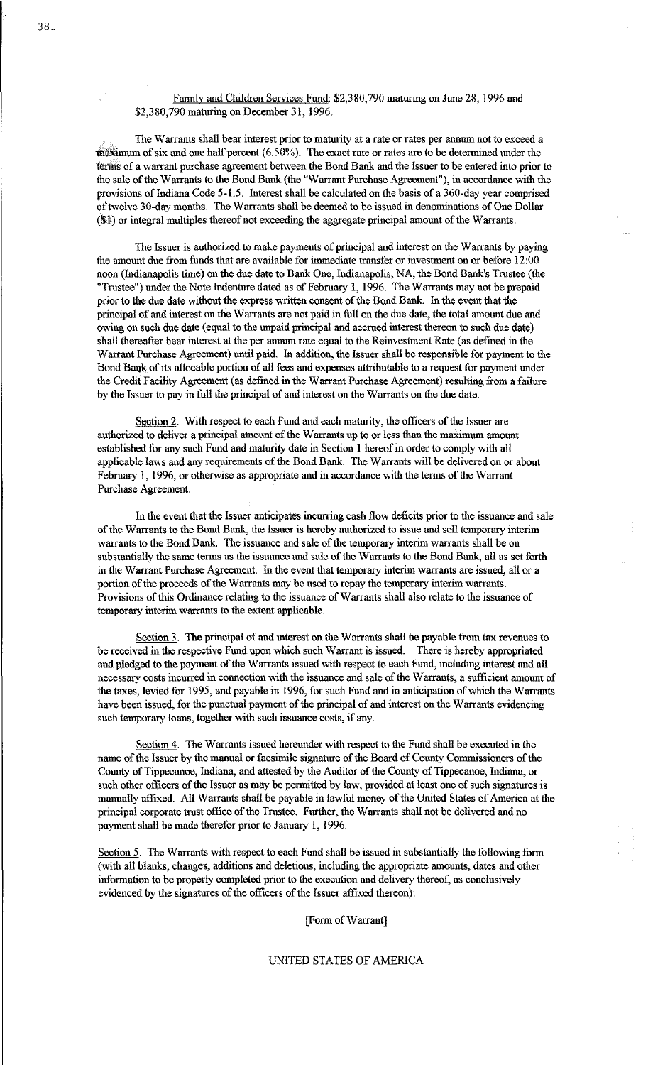Family and Children Services Fund: $2,380,790 maturing on June 28, 1996 and $2,380,790 maturing on December 31, 1996.

The Warrants shall bear interest prior to maturity at a rate or rates per annum not to exceed a maximum of six and one half percent (6.50%). The exact rate or rates are to be determined under the terms of a warrant purchase agreement between the Bond Bank and the Issuer to be entered into prior to the sale of the Warrants to the Bond Bank (the "Warrant Purchase Agreement"), in accordance with the provisions of Indiana Code 5-1.5. Interest shall be calculated on the basis of a 360-day year comprised of twelve 30-day months. The Warrants shall be deemed to be issued in denominations of One Dollar ($1) or integral multiples thereof not exceeding the aggregate principal amount of the Warrants.

The Issuer is authorized to make payments of principal and interest on the Warrants by paying the amount due from funds that are available for immediate transfer or investment on or before 12:00 noon (Indianapolis time) on the due date to Bank One, Indianapolis, NA, the Bond Bank's Trustee (the "Trustee") under the Note Indenture dated as of February 1, 1996. The Warrants may not be prepaid prior to the due date without the express written consent of the Bond Bank. In the event that the principal of and interest on the Warrants are not paid in full on the due date, the total amount due and owing on such due date (equal to the unpaid principal and accrued interest thereon to such due date) shall thereafter bear interest at the per annum rate equal to the Reinvestment Rate (as defined in the Warrant Purchase Agreement) until paid. In addition, the Issuer shall be responsible for payment to the Bond Bank of its allocable portion of all fees and expenses attributable to a request for payment under the Credit Facility Agreement (as defined in the Warrant Purchase Agreement) resulting from a failure by the Issuer to pay in full the principal of and interest on the Warrants on the due date.

Section 2. With respect to each Fund and each maturity, the officers of the Issuer are authorized to deliver a principal amount of the Warrants up to or less than the maximum amount established for any such Fund and maturity date in Section 1 hereof in order to comply with all applicable laws and any requirements of the Bond Bank. The Warrants will be delivered on or about February 1, 1996, or otherwise as appropriate and in accordance with the terms of the Warrant Purchase Agreement.

In the event that the Issuer anticipates incurring cash flow deficits prior to the issuance and sale of the Warrants to the Bond Bank, the Issuer is hereby authorized to issue and sell temporary interim warrants to the Bond Bank. The issuance and sale of the temporary interim warrants shall be on substantially the same terms as the issuance and sale of the Warrants to the Bond Bank, all as set forth in the Warrant Purchase Agreement. In the event that temporary interim warrants are issued, all or a portion of the proceeds of the Warrants may be used to repay the temporary interim warrants. Provisions of this Ordinance relating to the issuance of Warrants shall also relate to the issuance of temporary interim warrants to the extent applicable.

Section 3. The principal of and interest on the Warrants shall be payable from tax revenues to be received in the respective Fund upon which such Warrant is issued. There is hereby appropriated and pledged to the payment of the Warrants issued with respect to each Fund, including interest and all necessary costs incurred in connection with the issuance and sale of the Warrants, a sufficient amount of the taxes, levied for 1995, and payable in 1996, for such Fund and in anticipation of which the Warrants have been issued, for the punctual payment of the principal of and interest on the Warrants evidencing such temporary loans, together with such issuance costs, if any.

Section 4. The Warrants issued hereunder with respect to the Fund shall be executed in the name of the Issuer by the manual or facsimile signature of the Board of County Commissioners of the County of Tippecanoe, Indiana, and attested by the Auditor of the County of Tippecanoe, Indiana, or such other officers of the Issuer as may be permitted by law, provided at least one of such signatures is manually affixed. All Warrants shall be payable in lawful money of the United States of America at the principal corporate trust office of the Trustee. Further, the Warrants shall not be delivered and no payment shall be made therefor prior to January 1, 1996.

Section 5. The Warrants with respect to each Fund shall be issued in substantially the following form (with all blanks, changes, additions and deletions, including the appropriate amounts, dates and other information to be properly completed prior to the execution and delivery thereof, as conclusively evidenced by the signatures of the officers of the Issuer affixed thereon):

[Form of Warrant]

UNITED STATES OF AMERICA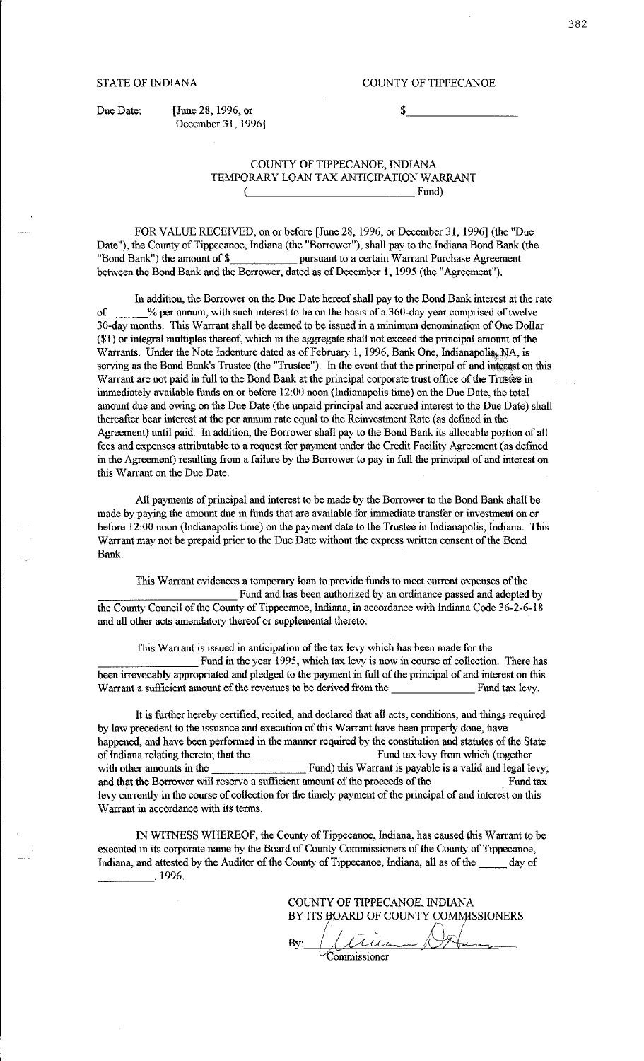STATE OF INDIANA COUNTY OF TIPPECANOE

Due Date: [June 28, 1996, or December 31, 1996] $__________________

COUNTY OF TIPPECANOE, INDIANA
TEMPORARY LOAN TAX ANTICIPATION WARRANT
(____________________________ Fund)

FOR VALUE RECEIVED, on or before [June 28, 1996, or December 31, 1996] (the "Due Date"), the County of Tippecanoe, Indiana (the "Borrower"), shall pay to the Indiana Bond Bank (the "Bond Bank") the amount of $____________ pursuant to a certain Warrant Purchase Agreement between the Bond Bank and the Borrower, dated as of December 1, 1995 (the "Agreement").

In addition, the Borrower on the Due Date hereof shall pay to the Bond Bank interest at the rate of ______% per annum, with such interest to be on the basis of a 360-day year comprised of twelve 30-day months. This Warrant shall be deemed to be issued in a minimum denomination of One Dollar ($1) or integral multiples thereof, which in the aggregate shall not exceed the principal amount of the Warrants. Under the Note Indenture dated as of February 1, 1996, Bank One, Indianapolis, NA, is serving as the Bond Bank's Trustee (the "Trustee"). In the event that the principal of and interest on this Warrant are not paid in full to the Bond Bank at the principal corporate trust office of the Trustee in immediately available funds on or before 12:00 noon (Indianapolis time) on the Due Date, the total amount due and owing on the Due Date (the unpaid principal and accrued interest to the Due Date) shall thereafter bear interest at the per annum rate equal to the Reinvestment Rate (as defined in the Agreement) until paid. In addition, the Borrower shall pay to the Bond Bank its allocable portion of all fees and expenses attributable to a request for payment under the Credit Facility Agreement (as defined in the Agreement) resulting from a failure by the Borrower to pay in full the principal of and interest on this Warrant on the Due Date.

All payments of principal and interest to be made by the Borrower to the Bond Bank shall be made by paying the amount due in funds that are available for immediate transfer or investment on or before 12:00 noon (Indianapolis time) on the payment date to the Trustee in Indianapolis, Indiana. This Warrant may not be prepaid prior to the Due Date without the express written consent of the Bond Bank.

This Warrant evidences a temporary loan to provide funds to meet current expenses of the ____________________________ Fund and has been authorized by an ordinance passed and adopted by the County Council of the County of Tippecanoe, Indiana, in accordance with Indiana Code 36-2-6-18 and all other acts amendatory thereof or supplemental thereto.

This Warrant is issued in anticipation of the tax levy which has been made for the ____________________ Fund in the year 1995, which tax levy is now in course of collection. There has been irrevocably appropriated and pledged to the payment in full of the principal of and interest on this Warrant a sufficient amount of the revenues to be derived from the ________________ Fund tax levy.

It is further hereby certified, recited, and declared that all acts, conditions, and things required by law precedent to the issuance and execution of this Warrant have been properly done, have happened, and have been performed in the manner required by the constitution and statutes of the State of Indiana relating thereto; that the ________________________ Fund tax levy from which (together with other amounts in the __________________ Fund) this Warrant is payable is a valid and legal levy; and that the Borrower will reserve a sufficient amount of the proceeds of the ______________ Fund tax levy currently in the course of collection for the timely payment of the principal of and interest on this Warrant in accordance with its terms.

IN WITNESS WHEREOF, the County of Tippecanoe, Indiana, has caused this Warrant to be executed in its corporate name by the Board of County Commissioners of the County of Tippecanoe, Indiana, and attested by the Auditor of the County of Tippecanoe, Indiana, all as of the _____ day of ____________, 1996.

COUNTY OF TIPPECANOE, INDIANA
BY ITS BOARD OF COUNTY COMMISSIONERS

By: ____________________
Commissioner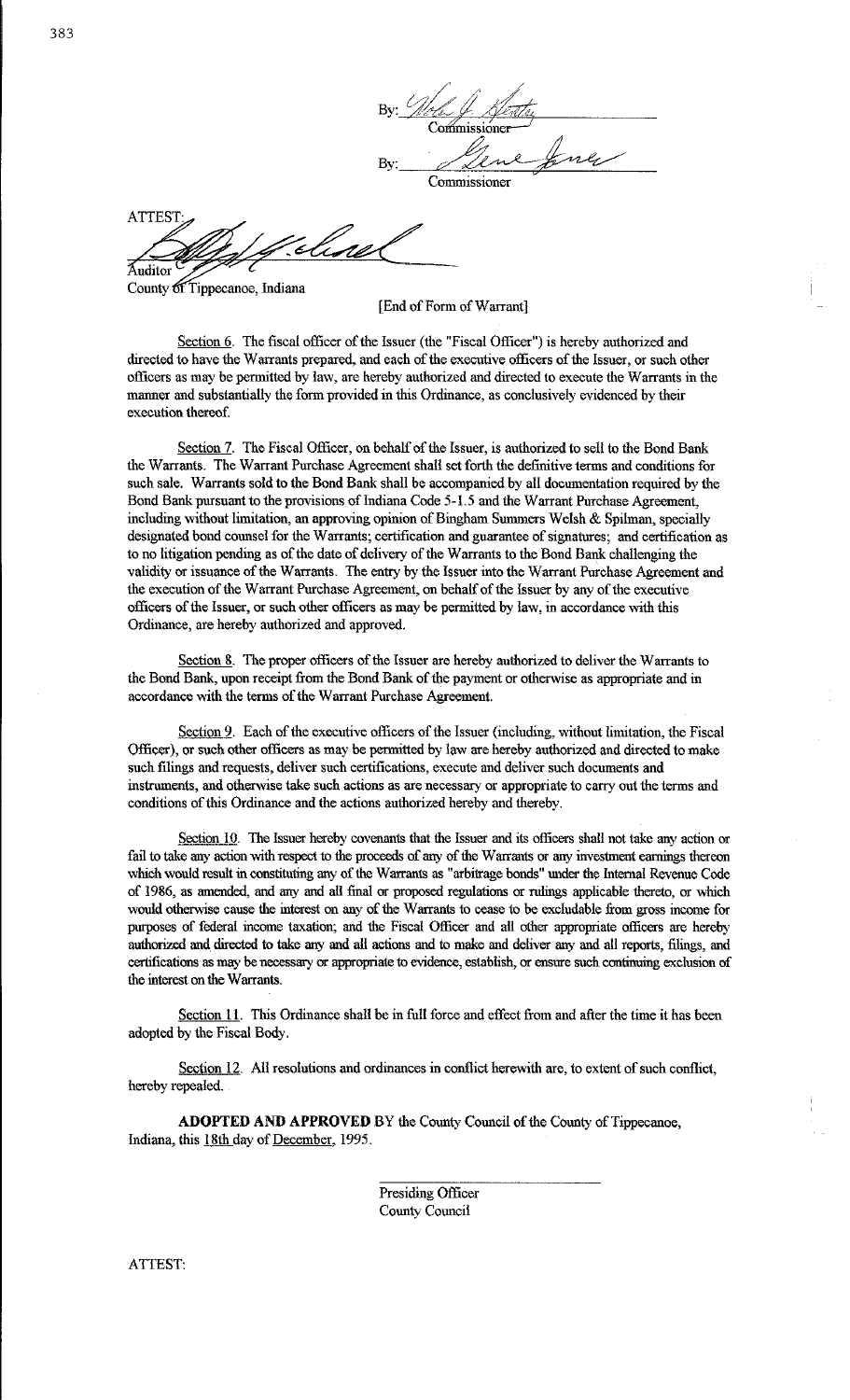By: ______________________
Commissioner

By: ______________________
Commissioner

ATTEST:

______________________
Auditor
County of Tippecanoe, Indiana

[End of Form of Warrant]

Section 6. The fiscal officer of the Issuer (the "Fiscal Officer") is hereby authorized and directed to have the Warrants prepared, and each of the executive officers of the Issuer, or such other officers as may be permitted by law, are hereby authorized and directed to execute the Warrants in the manner and substantially the form provided in this Ordinance, as conclusively evidenced by their execution thereof.

Section 7. The Fiscal Officer, on behalf of the Issuer, is authorized to sell to the Bond Bank the Warrants. The Warrant Purchase Agreement shall set forth the definitive terms and conditions for such sale. Warrants sold to the Bond Bank shall be accompanied by all documentation required by the Bond Bank pursuant to the provisions of Indiana Code 5-1.5 and the Warrant Purchase Agreement, including without limitation, an approving opinion of Bingham Summers Welsh & Spilman, specially designated bond counsel for the Warrants; certification and guarantee of signatures; and certification as to no litigation pending as of the date of delivery of the Warrants to the Bond Bank challenging the validity or issuance of the Warrants. The entry by the Issuer into the Warrant Purchase Agreement and the execution of the Warrant Purchase Agreement, on behalf of the Issuer by any of the executive officers of the Issuer, or such other officers as may be permitted by law, in accordance with this Ordinance, are hereby authorized and approved.

Section 8. The proper officers of the Issuer are hereby authorized to deliver the Warrants to the Bond Bank, upon receipt from the Bond Bank of the payment or otherwise as appropriate and in accordance with the terms of the Warrant Purchase Agreement.

Section 9. Each of the executive officers of the Issuer (including, without limitation, the Fiscal Officer), or such other officers as may be permitted by law are hereby authorized and directed to make such filings and requests, deliver such certifications, execute and deliver such documents and instruments, and otherwise take such actions as are necessary or appropriate to carry out the terms and conditions of this Ordinance and the actions authorized hereby and thereby.

Section 10. The Issuer hereby covenants that the Issuer and its officers shall not take any action or fail to take any action with respect to the proceeds of any of the Warrants or any investment earnings thereon which would result in constituting any of the Warrants as "arbitrage bonds" under the Internal Revenue Code of 1986, as amended, and any and all final or proposed regulations or rulings applicable thereto, or which would otherwise cause the interest on any of the Warrants to cease to be excludable from gross income for purposes of federal income taxation; and the Fiscal Officer and all other appropriate officers are hereby authorized and directed to take any and all actions and to make and deliver any and all reports, filings, and certifications as may be necessary or appropriate to evidence, establish, or ensure such continuing exclusion of the interest on the Warrants.

Section 11. This Ordinance shall be in full force and effect from and after the time it has been adopted by the Fiscal Body.

Section 12. All resolutions and ordinances in conflict herewith are, to extent of such conflict, hereby repealed.

**ADOPTED AND APPROVED** BY the County Council of the County of Tippecanoe, Indiana, this 18th day of December, 1995.

______________________
Presiding Officer
County Council

ATTEST: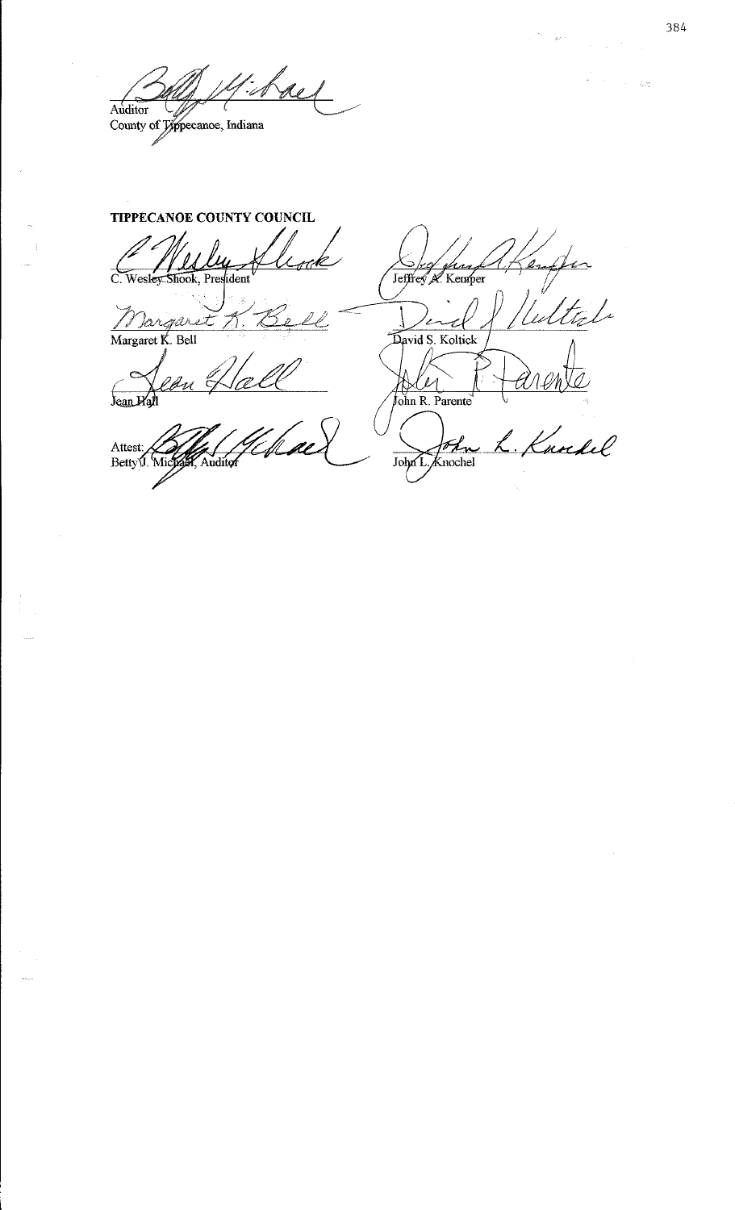Auditor
County of Tippecanoe, Indiana

**TIPPECANOE COUNTY COUNCIL**

| | |
|---|---|
| C. Wesley Shook, President | Jeffrey A. Kemper |
| Margaret K. Bell | David S. Koltick |
| Jean Hall | John R. Parente |
| Attest: Betty J. Michael, Auditor | John L. Knochel |